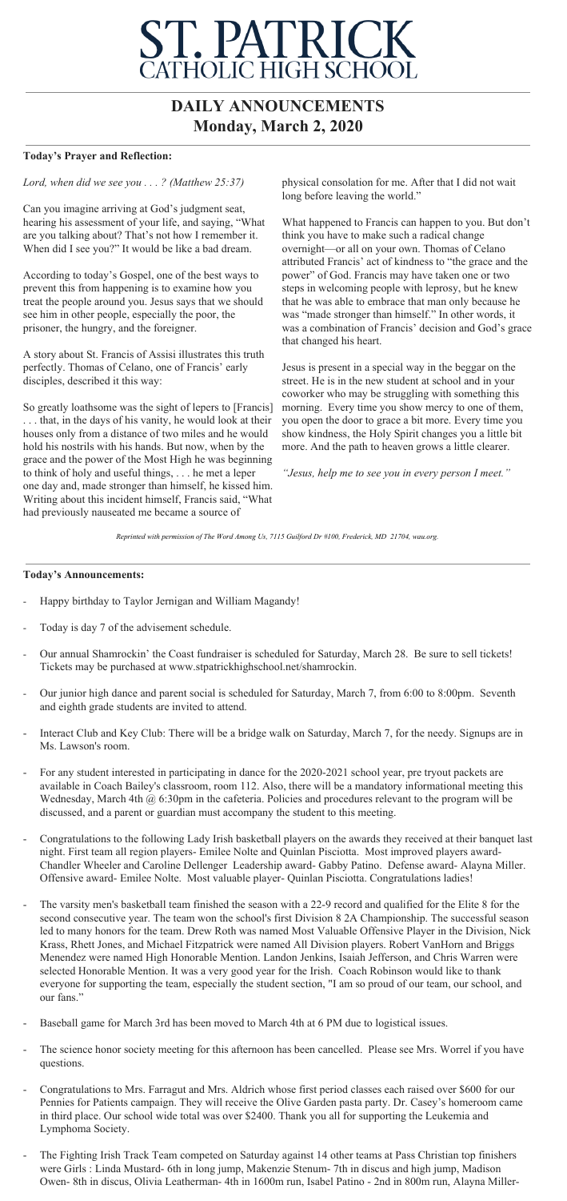# ST. PATRICK
## CATHOLIC HIGH SCHOOL

## DAILY ANNOUNCEMENTS
## Monday, March 2, 2020

### Today's Prayer and Reflection:

*Lord, when did we see you . . . ? (Matthew 25:37)*

Can you imagine arriving at God's judgment seat, hearing his assessment of your life, and saying, "What are you talking about? That's not how I remember it. When did I see you?" It would be like a bad dream.

According to today's Gospel, one of the best ways to prevent this from happening is to examine how you treat the people around you. Jesus says that we should see him in other people, especially the poor, the prisoner, the hungry, and the foreigner.

A story about St. Francis of Assisi illustrates this truth perfectly. Thomas of Celano, one of Francis' early disciples, described it this way:

So greatly loathsome was the sight of lepers to [Francis] . . . that, in the days of his vanity, he would look at their houses only from a distance of two miles and he would hold his nostrils with his hands. But now, when by the grace and the power of the Most High he was beginning to think of holy and useful things, . . . he met a leper one day and, made stronger than himself, he kissed him. Writing about this incident himself, Francis said, "What had previously nauseated me became a source of physical consolation for me. After that I did not wait long before leaving the world."

What happened to Francis can happen to you. But don't think you have to make such a radical change overnight—or all on your own. Thomas of Celano attributed Francis' act of kindness to "the grace and the power" of God. Francis may have taken one or two steps in welcoming people with leprosy, but he knew that he was able to embrace that man only because he was "made stronger than himself." In other words, it was a combination of Francis' decision and God's grace that changed his heart.

Jesus is present in a special way in the beggar on the street. He is in the new student at school and in your coworker who may be struggling with something this morning. Every time you show mercy to one of them, you open the door to grace a bit more. Every time you show kindness, the Holy Spirit changes you a little bit more. And the path to heaven grows a little clearer.

*"Jesus, help me to see you in every person I meet."*

*Reprinted with permission of The Word Among Us, 7115 Guilford Dr #100, Frederick, MD 21704, wau.org.*

### Today's Announcements:

- Happy birthday to Taylor Jernigan and William Magandy!
- Today is day 7 of the advisement schedule.
- Our annual Shamrockin' the Coast fundraiser is scheduled for Saturday, March 28. Be sure to sell tickets! Tickets may be purchased at www.stpatrickhighschool.net/shamrockin.
- Our junior high dance and parent social is scheduled for Saturday, March 7, from 6:00 to 8:00pm. Seventh and eighth grade students are invited to attend.
- Interact Club and Key Club: There will be a bridge walk on Saturday, March 7, for the needy. Signups are in Ms. Lawson's room.
- For any student interested in participating in dance for the 2020-2021 school year, pre tryout packets are available in Coach Bailey's classroom, room 112. Also, there will be a mandatory informational meeting this Wednesday, March 4th @ 6:30pm in the cafeteria. Policies and procedures relevant to the program will be discussed, and a parent or guardian must accompany the student to this meeting.
- Congratulations to the following Lady Irish basketball players on the awards they received at their banquet last night. First team all region players- Emilee Nolte and Quinlan Pisciotta. Most improved players award- Chandler Wheeler and Caroline Dellenger Leadership award- Gabby Patino. Defense award- Alayna Miller. Offensive award- Emilee Nolte. Most valuable player- Quinlan Pisciotta. Congratulations ladies!
- The varsity men's basketball team finished the season with a 22-9 record and qualified for the Elite 8 for the second consecutive year. The team won the school's first Division 8 2A Championship. The successful season led to many honors for the team. Drew Roth was named Most Valuable Offensive Player in the Division, Nick Krass, Rhett Jones, and Michael Fitzpatrick were named All Division players. Robert VanHorn and Briggs Menendez were named High Honorable Mention. Landon Jenkins, Isaiah Jefferson, and Chris Warren were selected Honorable Mention. It was a very good year for the Irish. Coach Robinson would like to thank everyone for supporting the team, especially the student section, "I am so proud of our team, our school, and our fans."
- Baseball game for March 3rd has been moved to March 4th at 6 PM due to logistical issues.
- The science honor society meeting for this afternoon has been cancelled. Please see Mrs. Worrel if you have questions.
- Congratulations to Mrs. Farragut and Mrs. Aldrich whose first period classes each raised over $600 for our Pennies for Patients campaign. They will receive the Olive Garden pasta party. Dr. Casey's homeroom came in third place. Our school wide total was over $2400. Thank you all for supporting the Leukemia and Lymphoma Society.
- The Fighting Irish Track Team competed on Saturday against 14 other teams at Pass Christian top finishers were Girls : Linda Mustard- 6th in long jump, Makenzie Stenum- 7th in discus and high jump, Madison Owen- 8th in discus, Olivia Leatherman- 4th in 1600m run, Isabel Patino - 2nd in 800m run, Alayna Miller-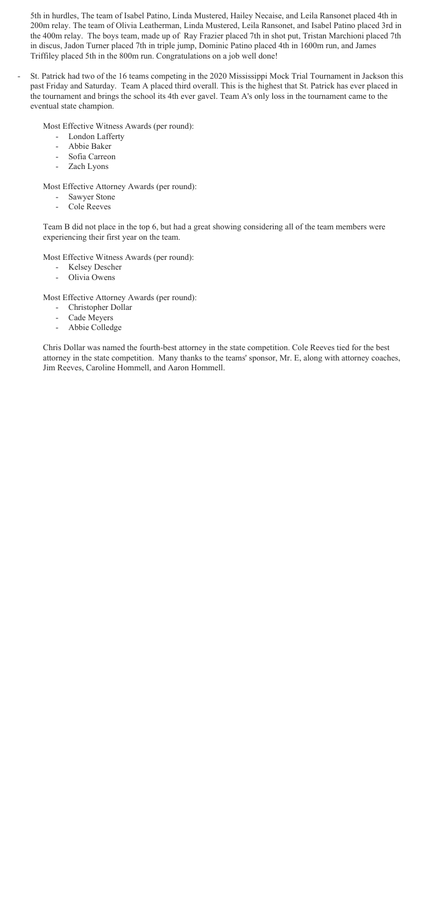5th in hurdles, The team of Isabel Patino, Linda Mustered, Hailey Necaise, and Leila Ransonet placed 4th in 200m relay. The team of Olivia Leatherman, Linda Mustered, Leila Ransonet, and Isabel Patino placed 3rd in the 400m relay. The boys team, made up of Ray Frazier placed 7th in shot put, Tristan Marchioni placed 7th in discus, Jadon Turner placed 7th in triple jump, Dominic Patino placed 4th in 1600m run, and James Triffiley placed 5th in the 800m run. Congratulations on a job well done!

- St. Patrick had two of the 16 teams competing in the 2020 Mississippi Mock Trial Tournament in Jackson this past Friday and Saturday. Team A placed third overall. This is the highest that St. Patrick has ever placed in the tournament and brings the school its 4th ever gavel. Team A's only loss in the tournament came to the eventual state champion.

  Most Effective Witness Awards (per round):
  - London Lafferty
  - Abbie Baker
  - Sofia Carreon
  - Zach Lyons

  Most Effective Attorney Awards (per round):
  - Sawyer Stone
  - Cole Reeves

  Team B did not place in the top 6, but had a great showing considering all of the team members were experiencing their first year on the team.

  Most Effective Witness Awards (per round):
  - Kelsey Descher
  - Olivia Owens

  Most Effective Attorney Awards (per round):
  - Christopher Dollar
  - Cade Meyers
  - Abbie Colledge

  Chris Dollar was named the fourth-best attorney in the state competition. Cole Reeves tied for the best attorney in the state competition. Many thanks to the teams' sponsor, Mr. E, along with attorney coaches, Jim Reeves, Caroline Hommell, and Aaron Hommell.